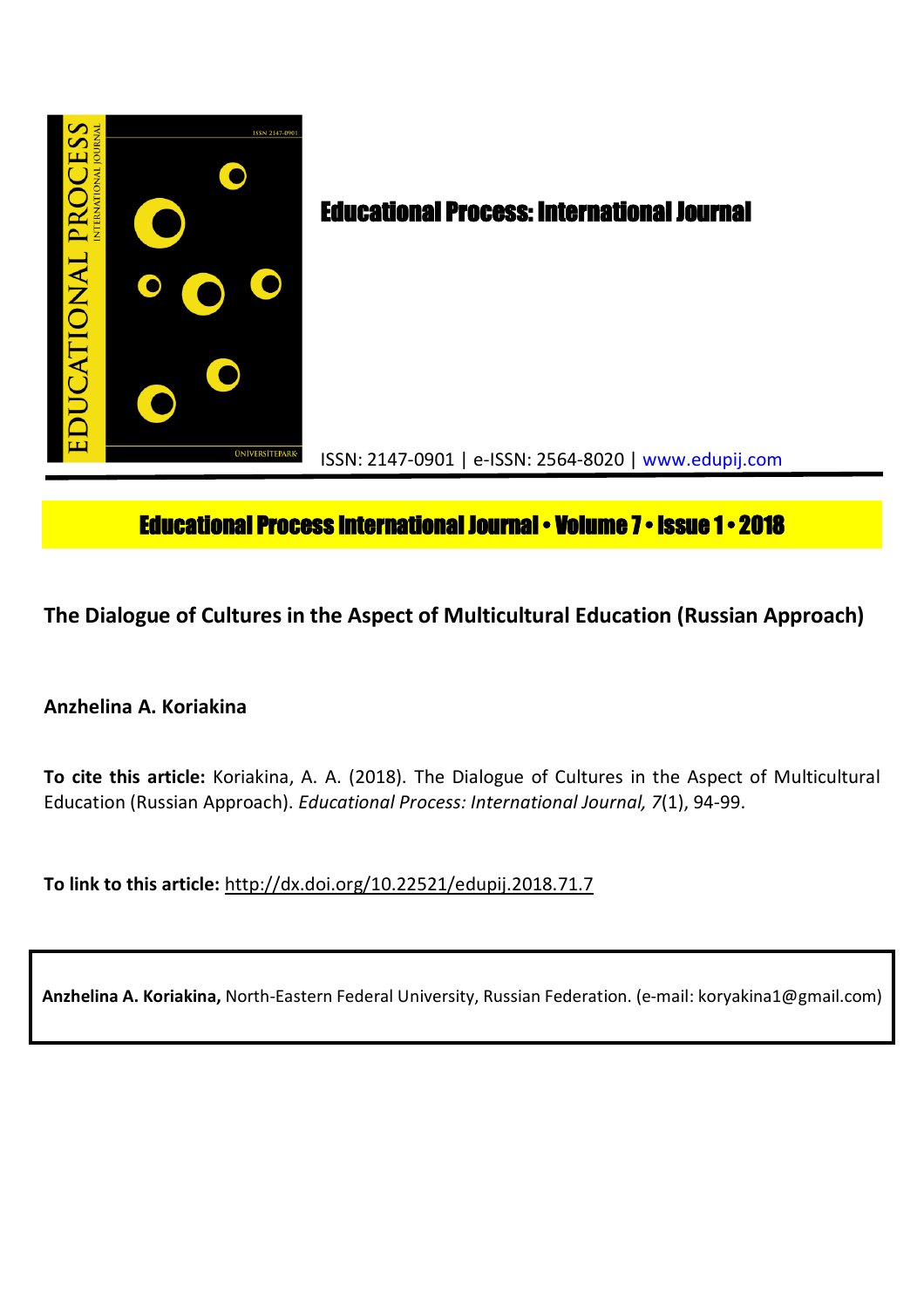# Educational Process: International Journal

ISSN: 2147-0901 | e-ISSN: 2564-8020 | www.edupij.com

## Educational Process International Journal • Volume 7 • Issue 1 • 2018

## The Dialogue of Cultures in the Aspect of Multicultural Education (Russian Approach)

**Anzhelina A. Koriakina**

**To cite this article:** Koriakina, A. A. (2018). The Dialogue of Cultures in the Aspect of Multicultural Education (Russian Approach). *Educational Process: International Journal, 7*(1), 94-99.

**To link to this article:** http://dx.doi.org/10.22521/edupij.2018.71.7

**Anzhelina A. Koriakina,** North-Eastern Federal University, Russian Federation. (e-mail: koryakina1@gmail.com)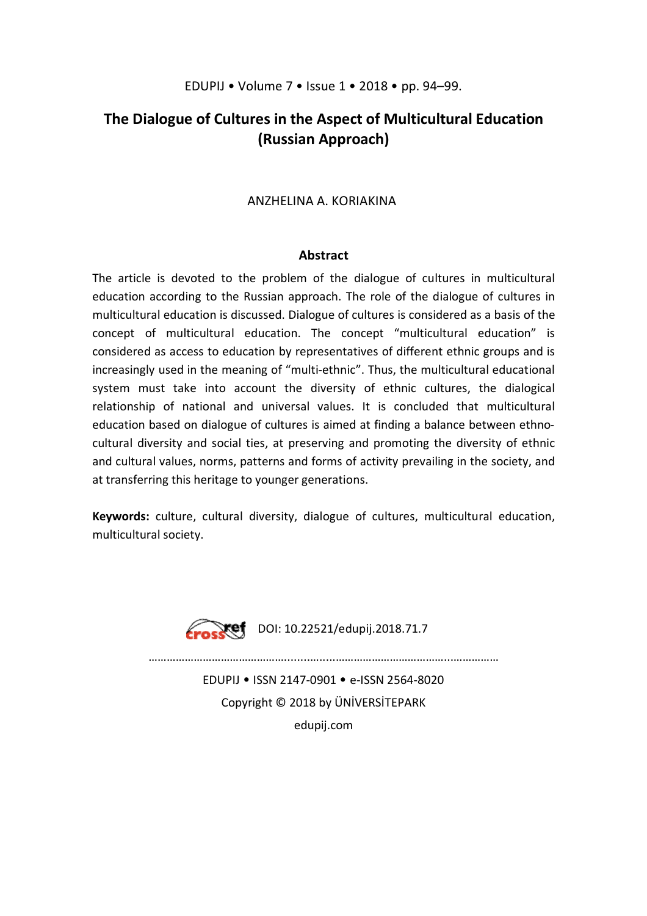# The Dialogue of Cultures in the Aspect of Multicultural Education (Russian Approach)

ANZHELINA A. KORIAKINA

## Abstract

The article is devoted to the problem of the dialogue of cultures in multicultural education according to the Russian approach. The role of the dialogue of cultures in multicultural education is discussed. Dialogue of cultures is considered as a basis of the concept of multicultural education. The concept "multicultural education" is considered as access to education by representatives of different ethnic groups and is increasingly used in the meaning of "multi-ethnic". Thus, the multicultural educational system must take into account the diversity of ethnic cultures, the dialogical relationship of national and universal values. It is concluded that multicultural education based on dialogue of cultures is aimed at finding a balance between ethno-cultural diversity and social ties, at preserving and promoting the diversity of ethnic and cultural values, norms, patterns and forms of activity prevailing in the society, and at transferring this heritage to younger generations.

**Keywords:** culture, cultural diversity, dialogue of cultures, multicultural education, multicultural society.

DOI: 10.22521/edupij.2018.71.7

EDUPIJ • ISSN 2147-0901 • e-ISSN 2564-8020

Copyright © 2018 by ÜNİVERSİTEPARK

edupij.com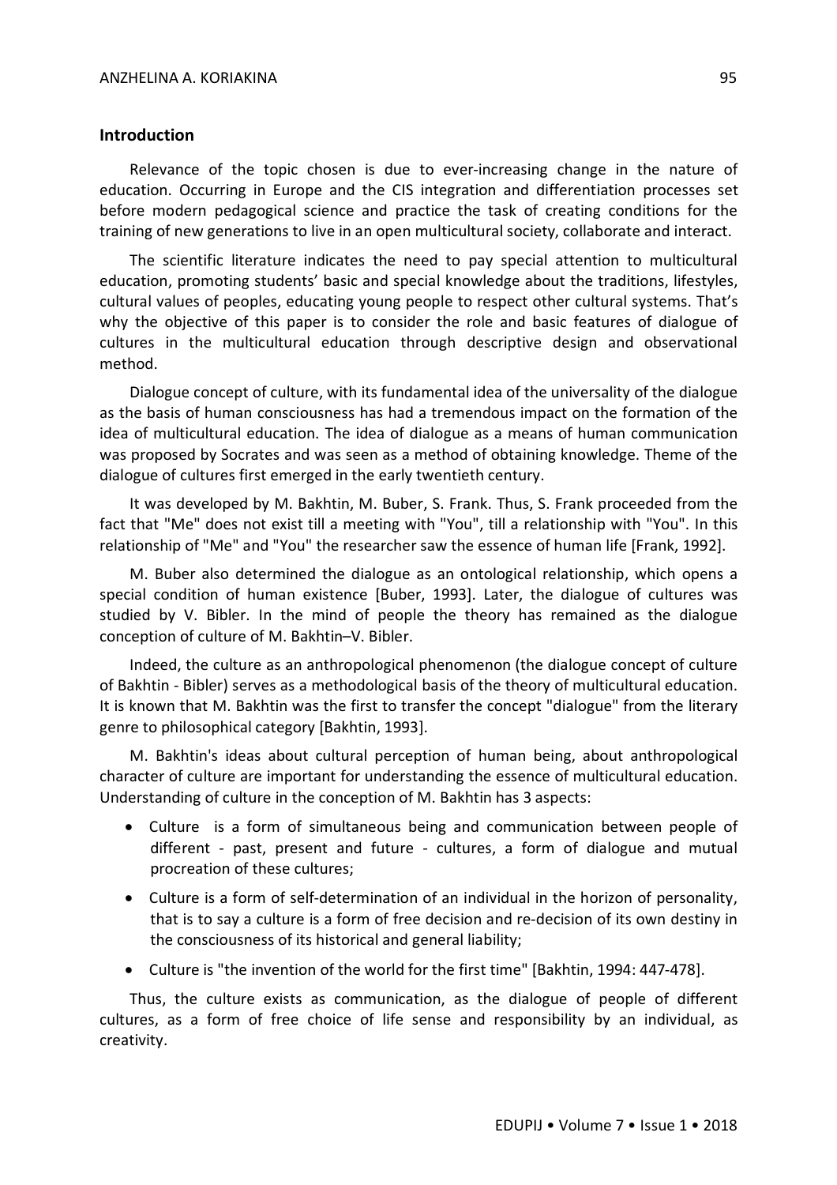## Introduction

Relevance of the topic chosen is due to ever-increasing change in the nature of education. Occurring in Europe and the CIS integration and differentiation processes set before modern pedagogical science and practice the task of creating conditions for the training of new generations to live in an open multicultural society, collaborate and interact.

The scientific literature indicates the need to pay special attention to multicultural education, promoting students' basic and special knowledge about the traditions, lifestyles, cultural values of peoples, educating young people to respect other cultural systems. That's why the objective of this paper is to consider the role and basic features of dialogue of cultures in the multicultural education through descriptive design and observational method.

Dialogue concept of culture, with its fundamental idea of the universality of the dialogue as the basis of human consciousness has had a tremendous impact on the formation of the idea of multicultural education. The idea of dialogue as a means of human communication was proposed by Socrates and was seen as a method of obtaining knowledge. Theme of the dialogue of cultures first emerged in the early twentieth century.

It was developed by M. Bakhtin, M. Buber, S. Frank. Thus, S. Frank proceeded from the fact that "Me" does not exist till a meeting with "You", till a relationship with "You". In this relationship of "Me" and "You" the researcher saw the essence of human life [Frank, 1992].

M. Buber also determined the dialogue as an ontological relationship, which opens a special condition of human existence [Buber, 1993]. Later, the dialogue of cultures was studied by V. Bibler. In the mind of people the theory has remained as the dialogue conception of culture of M. Bakhtin–V. Bibler.

Indeed, the culture as an anthropological phenomenon (the dialogue concept of culture of Bakhtin - Bibler) serves as a methodological basis of the theory of multicultural education. It is known that M. Bakhtin was the first to transfer the concept "dialogue" from the literary genre to philosophical category [Bakhtin, 1993].

M. Bakhtin's ideas about cultural perception of human being, about anthropological character of culture are important for understanding the essence of multicultural education. Understanding of culture in the conception of M. Bakhtin has 3 aspects:

- Culture is a form of simultaneous being and communication between people of different - past, present and future - cultures, a form of dialogue and mutual procreation of these cultures;
- Culture is a form of self-determination of an individual in the horizon of personality, that is to say a culture is a form of free decision and re-decision of its own destiny in the consciousness of its historical and general liability;
- Culture is "the invention of the world for the first time" [Bakhtin, 1994: 447-478].

Thus, the culture exists as communication, as the dialogue of people of different cultures, as a form of free choice of life sense and responsibility by an individual, as creativity.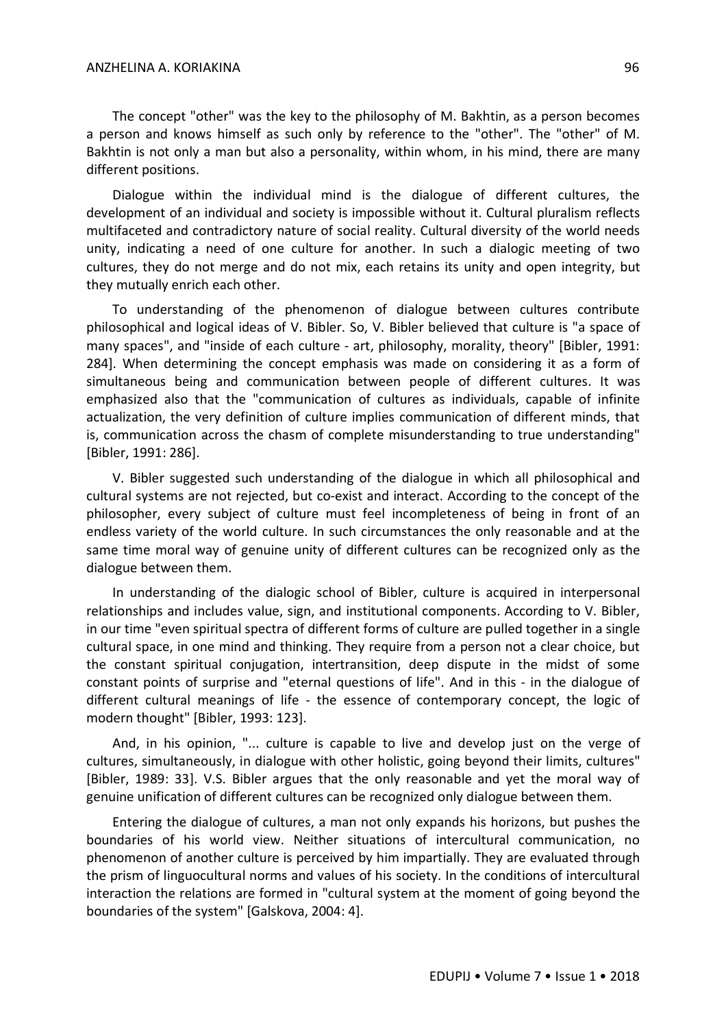The concept "other" was the key to the philosophy of M. Bakhtin, as a person becomes a person and knows himself as such only by reference to the "other". The "other" of M. Bakhtin is not only a man but also a personality, within whom, in his mind, there are many different positions.

Dialogue within the individual mind is the dialogue of different cultures, the development of an individual and society is impossible without it. Cultural pluralism reflects multifaceted and contradictory nature of social reality. Cultural diversity of the world needs unity, indicating a need of one culture for another. In such a dialogic meeting of two cultures, they do not merge and do not mix, each retains its unity and open integrity, but they mutually enrich each other.

To understanding of the phenomenon of dialogue between cultures contribute philosophical and logical ideas of V. Bibler. So, V. Bibler believed that culture is "a space of many spaces", and "inside of each culture - art, philosophy, morality, theory" [Bibler, 1991: 284]. When determining the concept emphasis was made on considering it as a form of simultaneous being and communication between people of different cultures. It was emphasized also that the "communication of cultures as individuals, capable of infinite actualization, the very definition of culture implies communication of different minds, that is, communication across the chasm of complete misunderstanding to true understanding" [Bibler, 1991: 286].

V. Bibler suggested such understanding of the dialogue in which all philosophical and cultural systems are not rejected, but co-exist and interact. According to the concept of the philosopher, every subject of culture must feel incompleteness of being in front of an endless variety of the world culture. In such circumstances the only reasonable and at the same time moral way of genuine unity of different cultures can be recognized only as the dialogue between them.

In understanding of the dialogic school of Bibler, culture is acquired in interpersonal relationships and includes value, sign, and institutional components. According to V. Bibler, in our time "even spiritual spectra of different forms of culture are pulled together in a single cultural space, in one mind and thinking. They require from a person not a clear choice, but the constant spiritual conjugation, intertransition, deep dispute in the midst of some constant points of surprise and "eternal questions of life". And in this - in the dialogue of different cultural meanings of life - the essence of contemporary concept, the logic of modern thought" [Bibler, 1993: 123].

And, in his opinion, "... culture is capable to live and develop just on the verge of cultures, simultaneously, in dialogue with other holistic, going beyond their limits, cultures" [Bibler, 1989: 33]. V.S. Bibler argues that the only reasonable and yet the moral way of genuine unification of different cultures can be recognized only dialogue between them.

Entering the dialogue of cultures, a man not only expands his horizons, but pushes the boundaries of his world view. Neither situations of intercultural communication, no phenomenon of another culture is perceived by him impartially. They are evaluated through the prism of linguocultural norms and values of his society. In the conditions of intercultural interaction the relations are formed in "cultural system at the moment of going beyond the boundaries of the system" [Galskova, 2004: 4].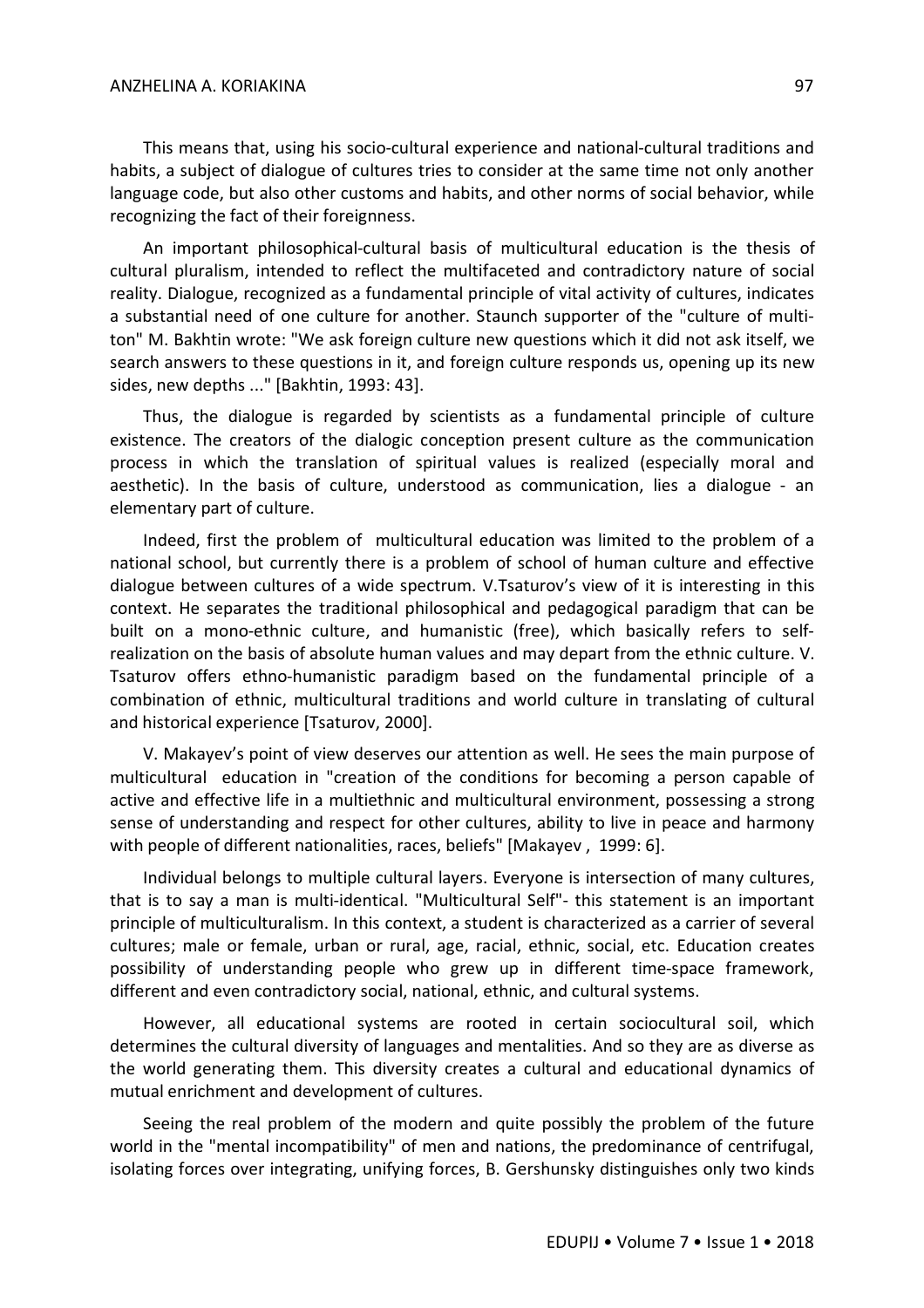This means that, using his socio-cultural experience and national-cultural traditions and habits, a subject of dialogue of cultures tries to consider at the same time not only another language code, but also other customs and habits, and other norms of social behavior, while recognizing the fact of their foreignness.

An important philosophical-cultural basis of multicultural education is the thesis of cultural pluralism, intended to reflect the multifaceted and contradictory nature of social reality. Dialogue, recognized as a fundamental principle of vital activity of cultures, indicates a substantial need of one culture for another. Staunch supporter of the "culture of multi-ton" M. Bakhtin wrote: "We ask foreign culture new questions which it did not ask itself, we search answers to these questions in it, and foreign culture responds us, opening up its new sides, new depths ..." [Bakhtin, 1993: 43].

Thus, the dialogue is regarded by scientists as a fundamental principle of culture existence. The creators of the dialogic conception present culture as the communication process in which the translation of spiritual values is realized (especially moral and aesthetic). In the basis of culture, understood as communication, lies a dialogue - an elementary part of culture.

Indeed, first the problem of multicultural education was limited to the problem of a national school, but currently there is a problem of school of human culture and effective dialogue between cultures of a wide spectrum. V.Tsaturov's view of it is interesting in this context. He separates the traditional philosophical and pedagogical paradigm that can be built on a mono-ethnic culture, and humanistic (free), which basically refers to self-realization on the basis of absolute human values and may depart from the ethnic culture. V. Tsaturov offers ethno-humanistic paradigm based on the fundamental principle of a combination of ethnic, multicultural traditions and world culture in translating of cultural and historical experience [Tsaturov, 2000].

V. Makayev's point of view deserves our attention as well. He sees the main purpose of multicultural education in "creation of the conditions for becoming a person capable of active and effective life in a multiethnic and multicultural environment, possessing a strong sense of understanding and respect for other cultures, ability to live in peace and harmony with people of different nationalities, races, beliefs" [Makayev , 1999: 6].

Individual belongs to multiple cultural layers. Everyone is intersection of many cultures, that is to say a man is multi-identical. "Multicultural Self"- this statement is an important principle of multiculturalism. In this context, a student is characterized as a carrier of several cultures; male or female, urban or rural, age, racial, ethnic, social, etc. Education creates possibility of understanding people who grew up in different time-space framework, different and even contradictory social, national, ethnic, and cultural systems.

However, all educational systems are rooted in certain sociocultural soil, which determines the cultural diversity of languages and mentalities. And so they are as diverse as the world generating them. This diversity creates a cultural and educational dynamics of mutual enrichment and development of cultures.

Seeing the real problem of the modern and quite possibly the problem of the future world in the "mental incompatibility" of men and nations, the predominance of centrifugal, isolating forces over integrating, unifying forces, B. Gershunsky distinguishes only two kinds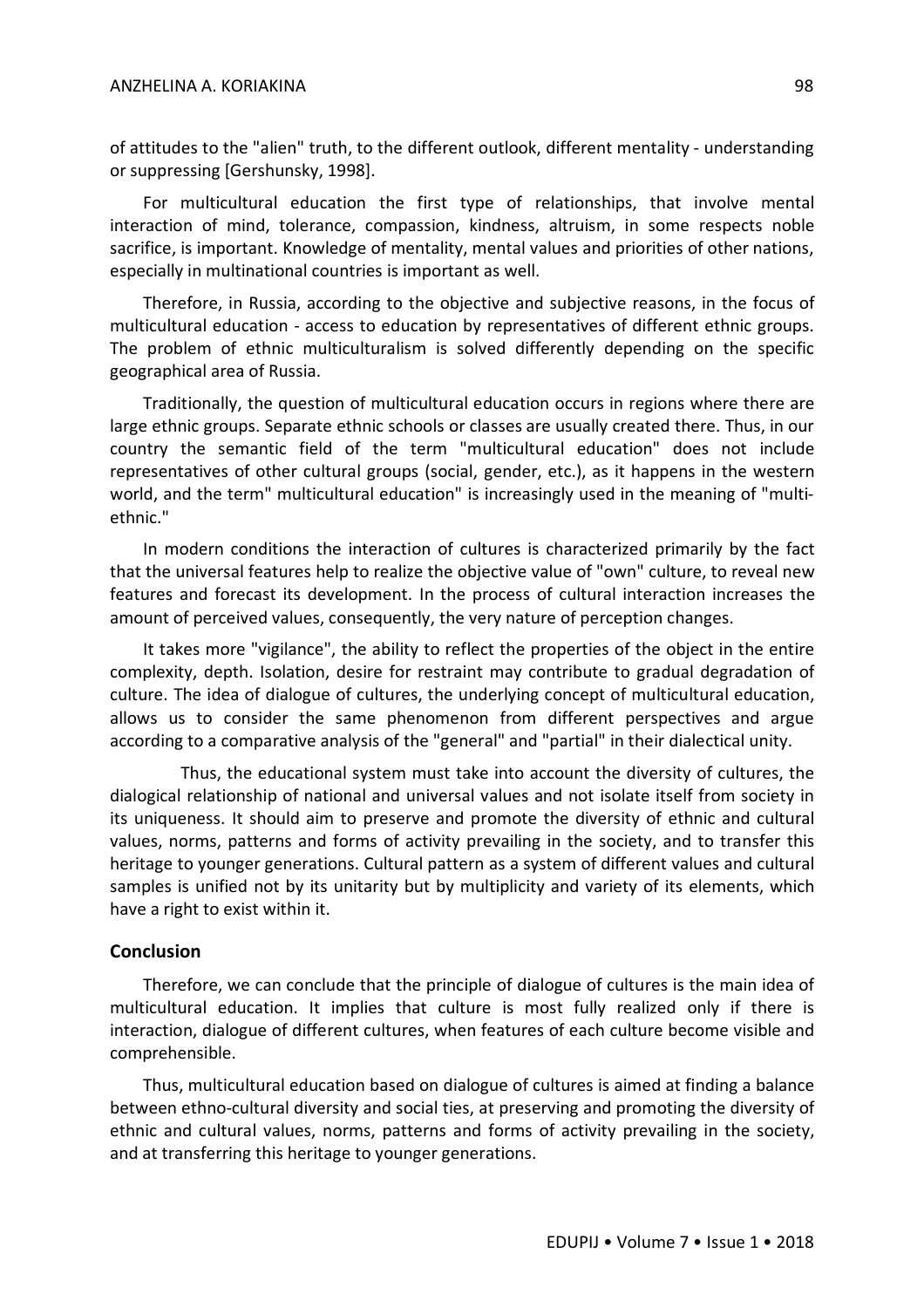of attitudes to the "alien" truth, to the different outlook, different mentality - understanding or suppressing [Gershunsky, 1998].

For multicultural education the first type of relationships, that involve mental interaction of mind, tolerance, compassion, kindness, altruism, in some respects noble sacrifice, is important. Knowledge of mentality, mental values and priorities of other nations, especially in multinational countries is important as well.

Therefore, in Russia, according to the objective and subjective reasons, in the focus of multicultural education - access to education by representatives of different ethnic groups. The problem of ethnic multiculturalism is solved differently depending on the specific geographical area of Russia.

Traditionally, the question of multicultural education occurs in regions where there are large ethnic groups. Separate ethnic schools or classes are usually created there. Thus, in our country the semantic field of the term "multicultural education" does not include representatives of other cultural groups (social, gender, etc.), as it happens in the western world, and the term" multicultural education" is increasingly used in the meaning of "multi-ethnic."

In modern conditions the interaction of cultures is characterized primarily by the fact that the universal features help to realize the objective value of "own" culture, to reveal new features and forecast its development. In the process of cultural interaction increases the amount of perceived values, consequently, the very nature of perception changes.

It takes more "vigilance", the ability to reflect the properties of the object in the entire complexity, depth. Isolation, desire for restraint may contribute to gradual degradation of culture. The idea of dialogue of cultures, the underlying concept of multicultural education, allows us to consider the same phenomenon from different perspectives and argue according to a comparative analysis of the "general" and "partial" in their dialectical unity.

Thus, the educational system must take into account the diversity of cultures, the dialogical relationship of national and universal values and not isolate itself from society in its uniqueness. It should aim to preserve and promote the diversity of ethnic and cultural values, norms, patterns and forms of activity prevailing in the society, and to transfer this heritage to younger generations. Cultural pattern as a system of different values and cultural samples is unified not by its unitarity but by multiplicity and variety of its elements, which have a right to exist within it.

## Conclusion

Therefore, we can conclude that the principle of dialogue of cultures is the main idea of multicultural education. It implies that culture is most fully realized only if there is interaction, dialogue of different cultures, when features of each culture become visible and comprehensible.

Thus, multicultural education based on dialogue of cultures is aimed at finding a balance between ethno-cultural diversity and social ties, at preserving and promoting the diversity of ethnic and cultural values, norms, patterns and forms of activity prevailing in the society, and at transferring this heritage to younger generations.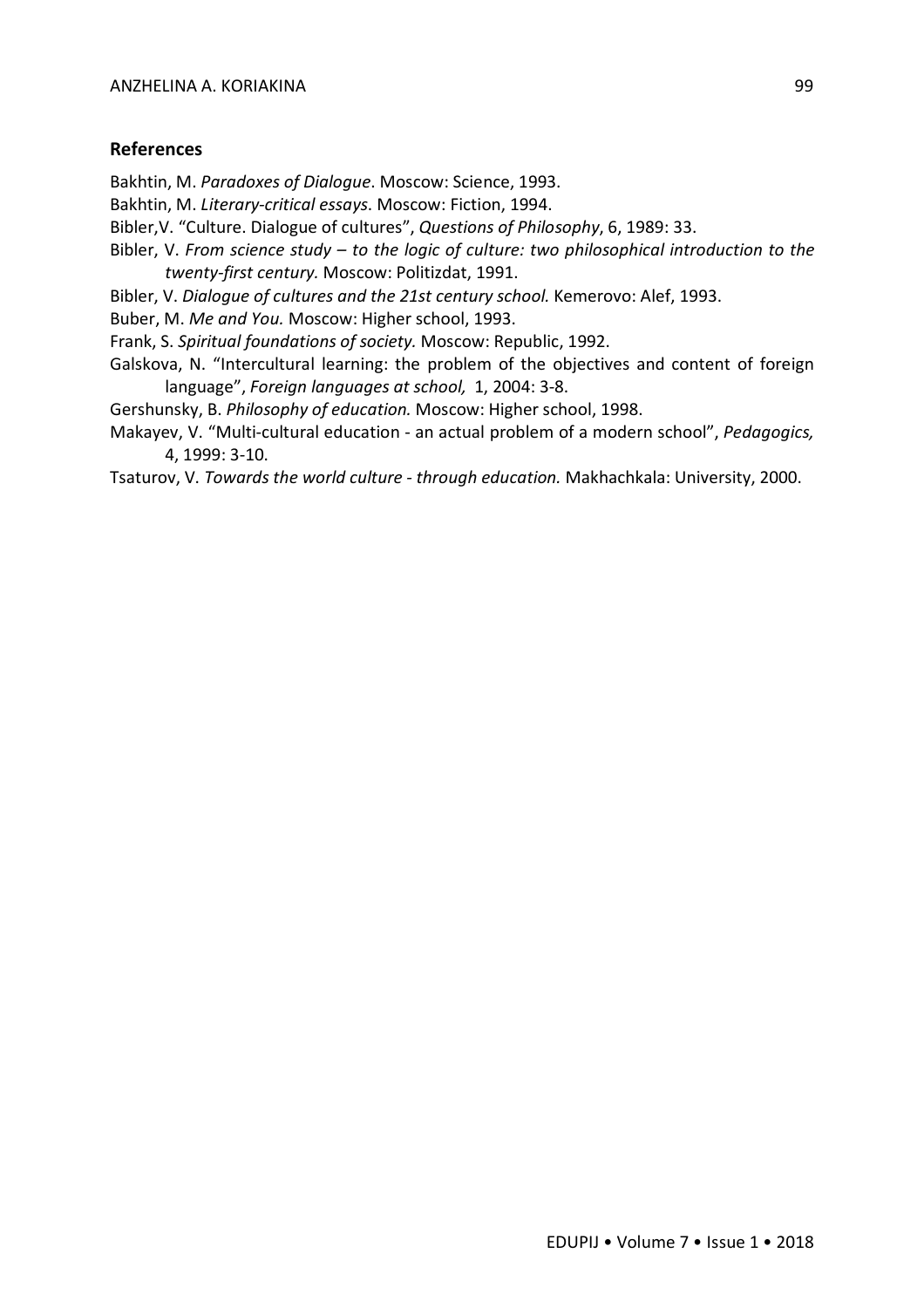## References

Bakhtin, M. *Paradoxes of Dialogue*. Moscow: Science, 1993.

Bakhtin, M. *Literary-critical essays*. Moscow: Fiction, 1994.

Bibler,V. "Culture. Dialogue of cultures", *Questions of Philosophy*, 6, 1989: 33.

Bibler, V. *From science study – to the logic of culture: two philosophical introduction to the twenty-first century.* Moscow: Politizdat, 1991.

Bibler, V. *Dialogue of cultures and the 21st century school.* Kemerovo: Alef, 1993.

Buber, M. *Me and You.* Moscow: Higher school, 1993.

Frank, S. *Spiritual foundations of society.* Moscow: Republic, 1992.

Galskova, N. "Intercultural learning: the problem of the objectives and content of foreign language", *Foreign languages at school,* 1, 2004: 3-8.

Gershunsky, B. *Philosophy of education.* Moscow: Higher school, 1998.

Makayev, V. "Multi-cultural education - an actual problem of a modern school", *Pedagogics,* 4, 1999: 3-10.

Tsaturov, V. *Towards the world culture - through education.* Makhachkala: University, 2000.